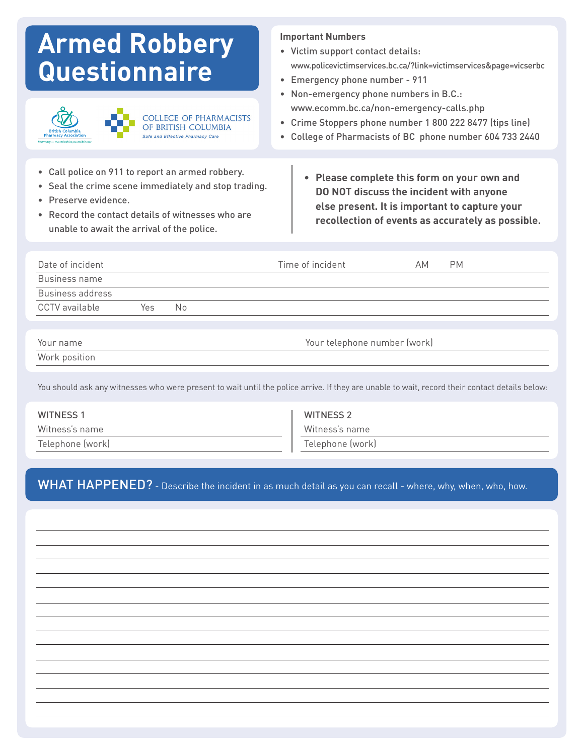# Armed Robbery Questionnaire

British Columbia Pharmacy Association
Pharmacy — trusted advice, accessible care

COLLEGE OF PHARMACISTS OF BRITISH COLUMBIA
*Safe and Effective Pharmacy Care*

**Important Numbers**

- Victim support contact details: www.policevictimservices.bc.ca/?link=victimservices&page=vicserbc
- Emergency phone number - 911
- Non-emergency phone numbers in B.C.: www.ecomm.bc.ca/non-emergency-calls.php
- Crime Stoppers phone number 1 800 222 8477 (tips line)
- College of Pharmacists of BC phone number 604 733 2440

- Call police on 911 to report an armed robbery.
- Seal the crime scene immediately and stop trading.
- Preserve evidence.
- Record the contact details of witnesses who are unable to await the arrival of the police.

- **Please complete this form on your own and DO NOT discuss the incident with anyone else present. It is important to capture your recollection of events as accurately as possible.**

Date of incident ____________ Time of incident ____________ AM PM

Business name ____________

Business address ____________

CCTV available Yes No

Your name ____________ Your telephone number (work) ____________

Work position ____________

You should ask any witnesses who were present to wait until the police arrive. If they are unable to wait, record their contact details below:

**WITNESS 1**

Witness's name ____________

Telephone (work) ____________

**WITNESS 2**

Witness's name ____________

Telephone (work) ____________

## WHAT HAPPENED? - Describe the incident in as much detail as you can recall - where, why, when, who, how.

______________________________________________

______________________________________________

______________________________________________

______________________________________________

______________________________________________

______________________________________________

______________________________________________

______________________________________________

______________________________________________

______________________________________________

______________________________________________

______________________________________________

______________________________________________

______________________________________________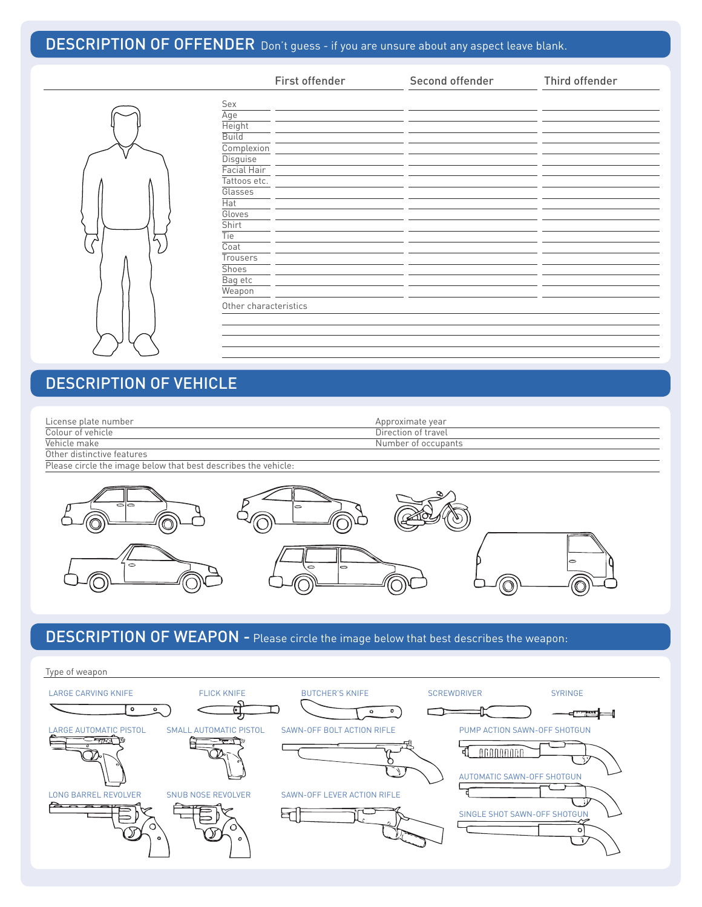## DESCRIPTION OF OFFENDER

Don't guess - if you are unsure about any aspect leave blank.

| | First offender | Second offender | Third offender |
|---|---|---|---|
| Sex | | | |
| Age | | | |
| Height | | | |
| Build | | | |
| Complexion | | | |
| Disguise | | | |
| Facial Hair | | | |
| Tattoos etc. | | | |
| Glasses | | | |
| Hat | | | |
| Gloves | | | |
| Shirt | | | |
| Tie | | | |
| Coat | | | |
| Trousers | | | |
| Shoes | | | |
| Bag etc | | | |
| Weapon | | | |

Other characteristics

## DESCRIPTION OF VEHICLE

| | |
|---|---|
| License plate number | Approximate year |
| Colour of vehicle | Direction of travel |
| Vehicle make | Number of occupants |

Other distinctive features

Please circle the image below that best describes the vehicle:

## DESCRIPTION OF WEAPON - Please circle the image below that best describes the weapon:

Type of weapon

LARGE CARVING KNIFE

FLICK KNIFE

BUTCHER'S KNIFE

SCREWDRIVER

SYRINGE

LARGE AUTOMATIC PISTOL

SMALL AUTOMATIC PISTOL

SAWN-OFF BOLT ACTION RIFLE

PUMP ACTION SAWN-OFF SHOTGUN

AUTOMATIC SAWN-OFF SHOTGUN

LONG BARREL REVOLVER

SNUB NOSE REVOLVER

SAWN-OFF LEVER ACTION RIFLE

SINGLE SHOT SAWN-OFF SHOTGUN